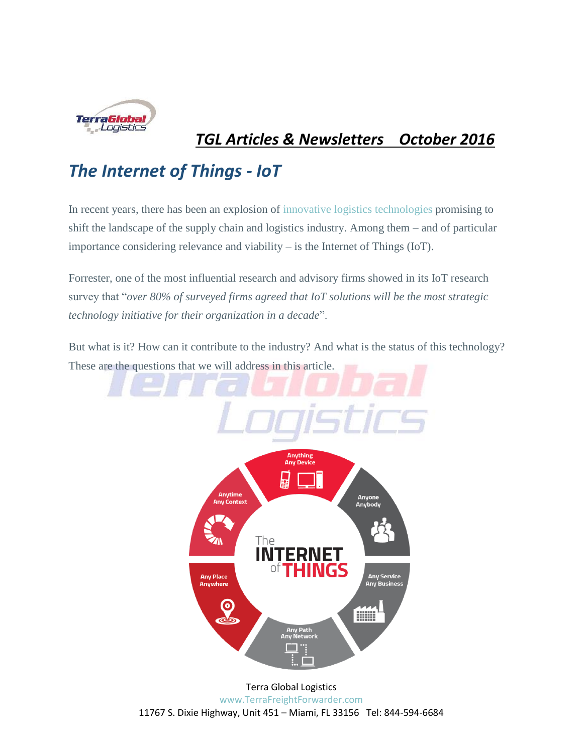## TGL Articles & Newsletters October 2016

# The Internet of Things - IoT

In recent years, there has been an explosion of innovative logistics technologies promising to shift the landscape of the supply chain and logistics industry. Among them – and of particular importance considering relevance and viability – is the Internet of Things (IoT).

Forrester, one of the most influential research and advisory firms showed in its IoT research survey that "*over 80% of surveyed firms agreed that IoT solutions will be the most strategic technology initiative for their organization in a decade*".

But what is it? How can it contribute to the industry? And what is the status of this technology? These are the questions that we will address in this article.

Terra Global Logistics
www.TerraFreightForwarder.com
11767 S. Dixie Highway, Unit 451 – Miami, FL 33156 Tel: 844-594-6684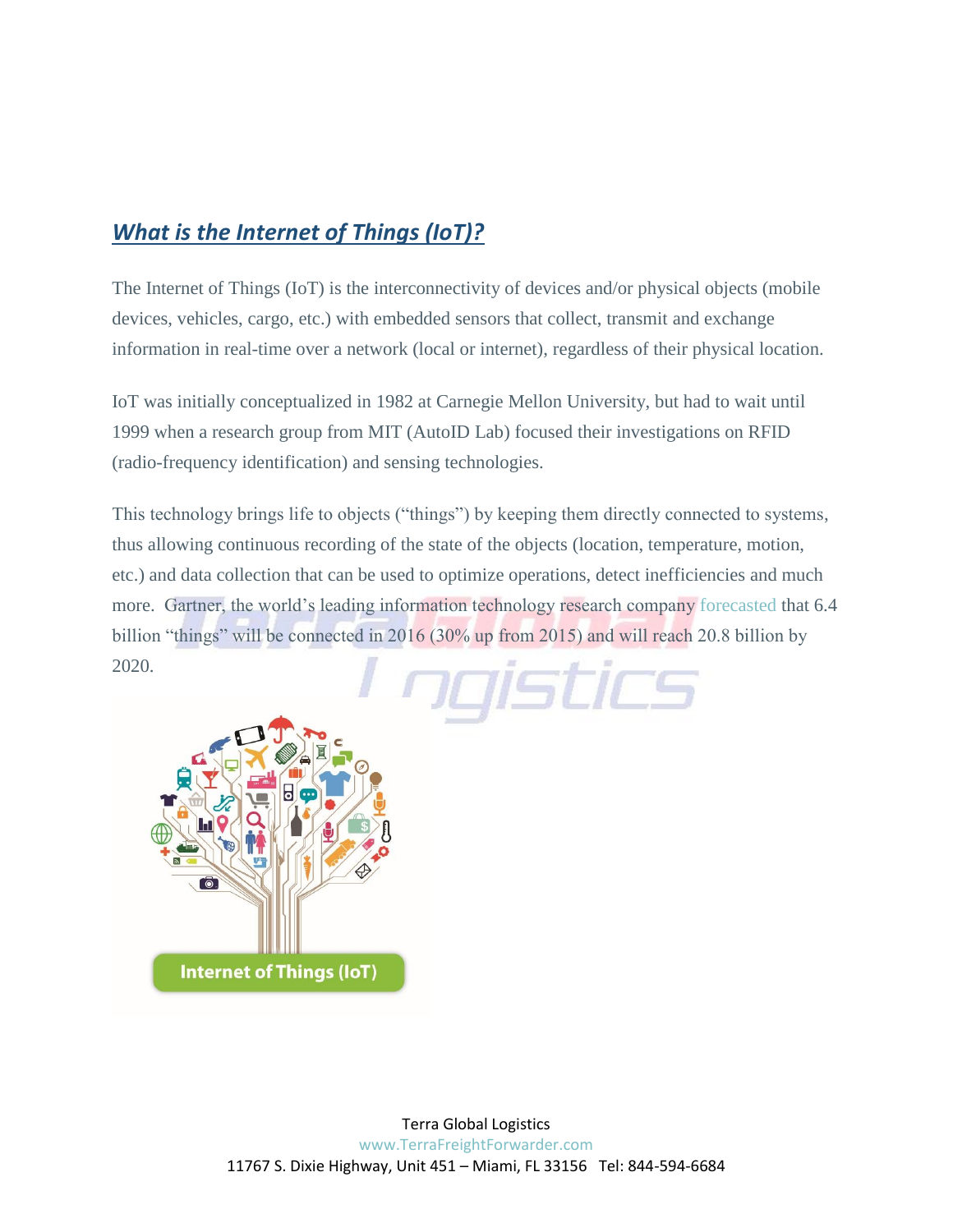## *What is the Internet of Things (IoT)?*

The Internet of Things (IoT) is the interconnectivity of devices and/or physical objects (mobile devices, vehicles, cargo, etc.) with embedded sensors that collect, transmit and exchange information in real-time over a network (local or internet), regardless of their physical location.

IoT was initially conceptualized in 1982 at Carnegie Mellon University, but had to wait until 1999 when a research group from MIT (AutoID Lab) focused their investigations on RFID (radio-frequency identification) and sensing technologies.

This technology brings life to objects ("things") by keeping them directly connected to systems, thus allowing continuous recording of the state of the objects (location, temperature, motion, etc.) and data collection that can be used to optimize operations, detect inefficiencies and much more. Gartner, the world's leading information technology research company forecasted that 6.4 billion "things" will be connected in 2016 (30% up from 2015) and will reach 20.8 billion by 2020.

Internet of Things (IoT)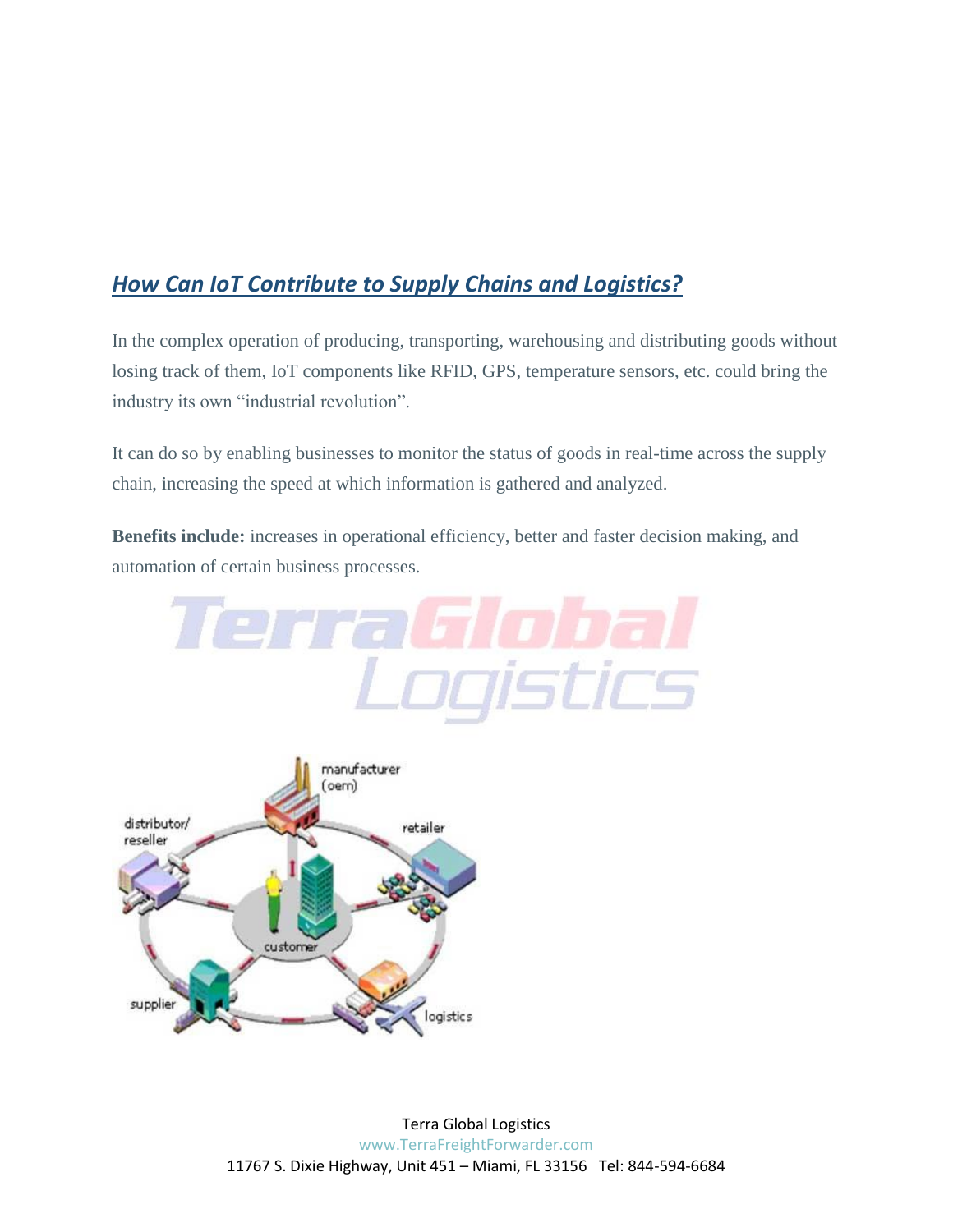## *How Can IoT Contribute to Supply Chains and Logistics?*

In the complex operation of producing, transporting, warehousing and distributing goods without losing track of them, IoT components like RFID, GPS, temperature sensors, etc. could bring the industry its own “industrial revolution”.

It can do so by enabling businesses to monitor the status of goods in real-time across the supply chain, increasing the speed at which information is gathered and analyzed.

**Benefits include:** increases in operational efficiency, better and faster decision making, and automation of certain business processes.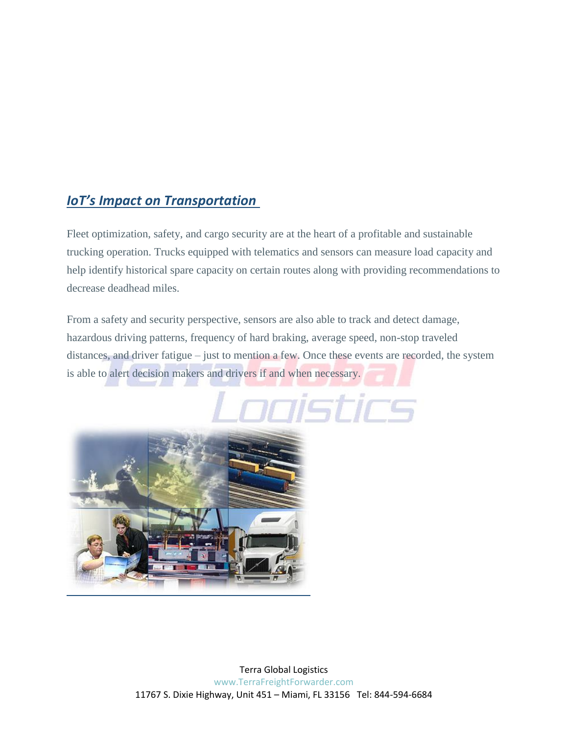## *IoT's Impact on Transportation*

Fleet optimization, safety, and cargo security are at the heart of a profitable and sustainable trucking operation. Trucks equipped with telematics and sensors can measure load capacity and help identify historical spare capacity on certain routes along with providing recommendations to decrease deadhead miles.

From a safety and security perspective, sensors are also able to track and detect damage, hazardous driving patterns, frequency of hard braking, average speed, non-stop traveled distances, and driver fatigue – just to mention a few. Once these events are recorded, the system is able to alert decision makers and drivers if and when necessary.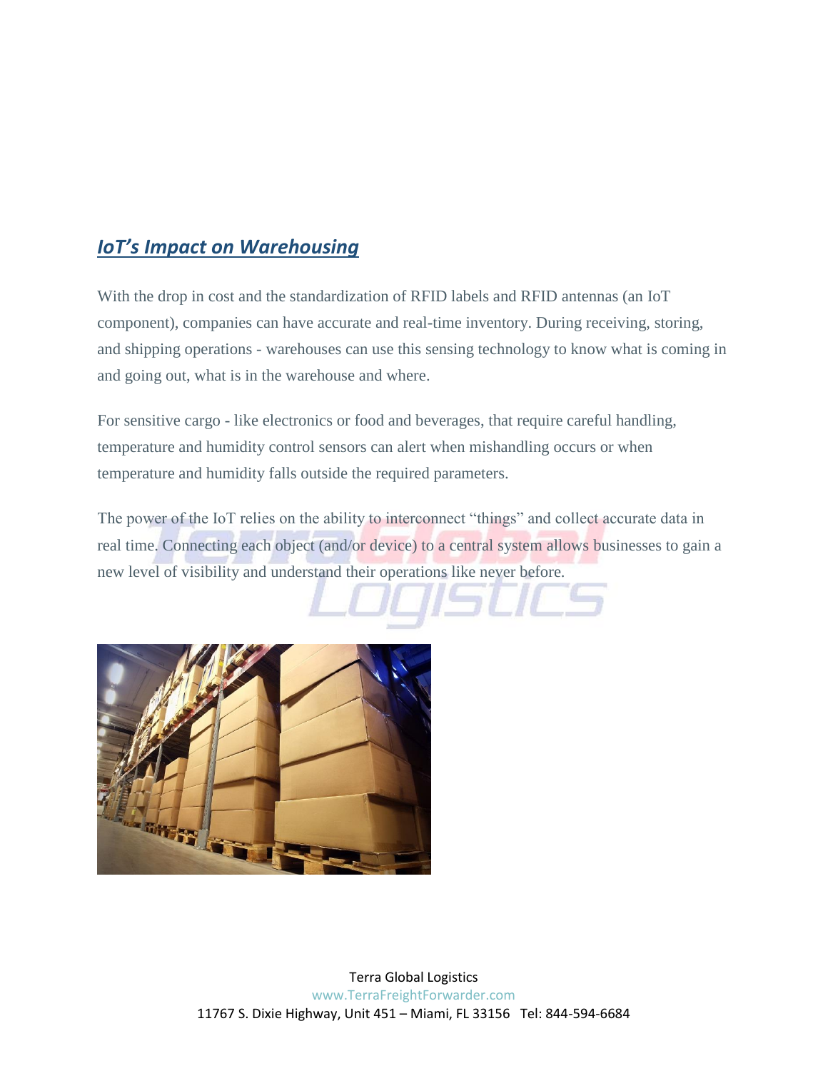## ***IoT's Impact on Warehousing***

With the drop in cost and the standardization of RFID labels and RFID antennas (an IoT component), companies can have accurate and real-time inventory. During receiving, storing, and shipping operations - warehouses can use this sensing technology to know what is coming in and going out, what is in the warehouse and where.

For sensitive cargo - like electronics or food and beverages, that require careful handling, temperature and humidity control sensors can alert when mishandling occurs or when temperature and humidity falls outside the required parameters.

The power of the IoT relies on the ability to interconnect "things" and collect accurate data in real time. Connecting each object (and/or device) to a central system allows businesses to gain a new level of visibility and understand their operations like never before.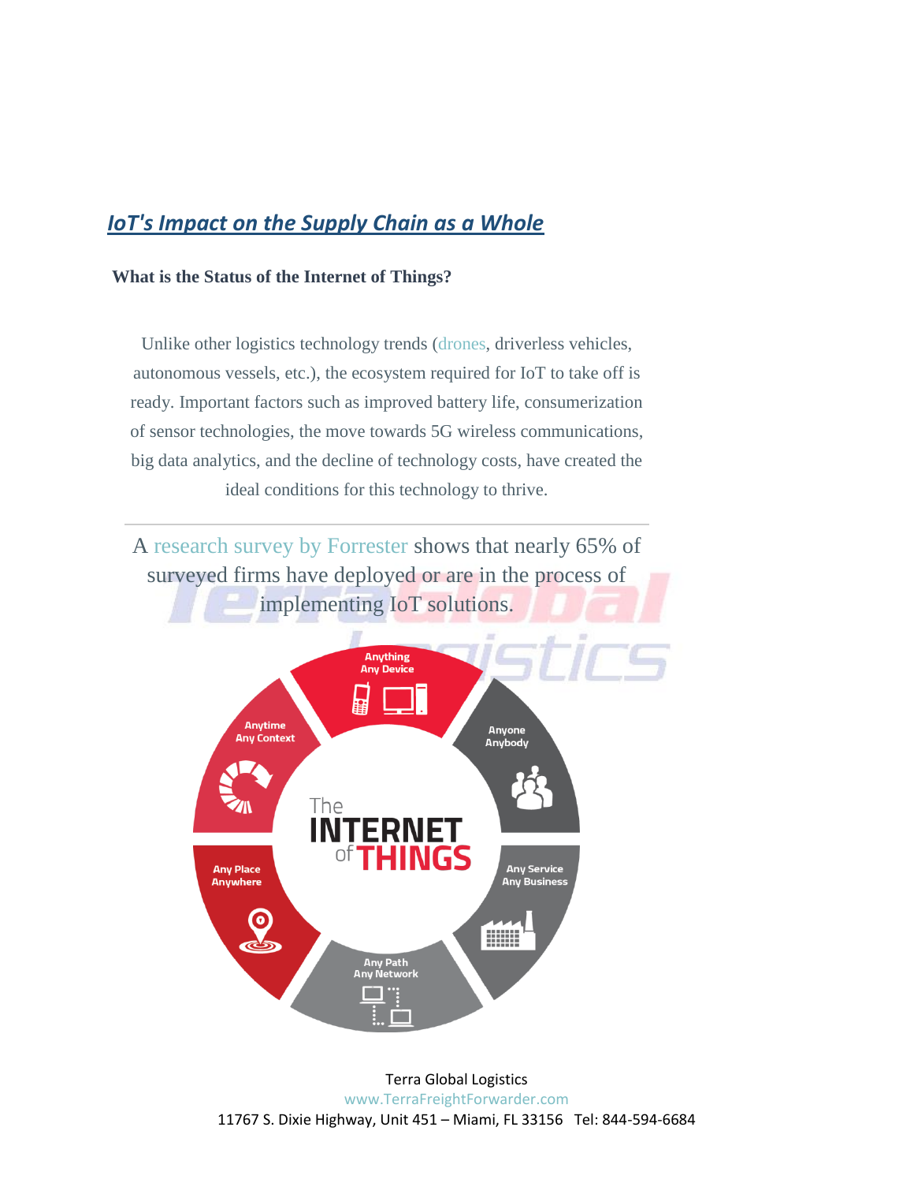## *IoT's Impact on the Supply Chain as a Whole*

**What is the Status of the Internet of Things?**

Unlike other logistics technology trends (drones, driverless vehicles, autonomous vessels, etc.), the ecosystem required for IoT to take off is ready. Important factors such as improved battery life, consumerization of sensor technologies, the move towards 5G wireless communications, big data analytics, and the decline of technology costs, have created the ideal conditions for this technology to thrive.

---

A research survey by Forrester shows that nearly 65% of surveyed firms have deployed or are in the process of implementing IoT solutions.

The INTERNET of THINGS

- Anything / Any Device
- Anyone / Anybody
- Any Service / Any Business
- Any Path / Any Network
- Any Place / Anywhere
- Anytime / Any Context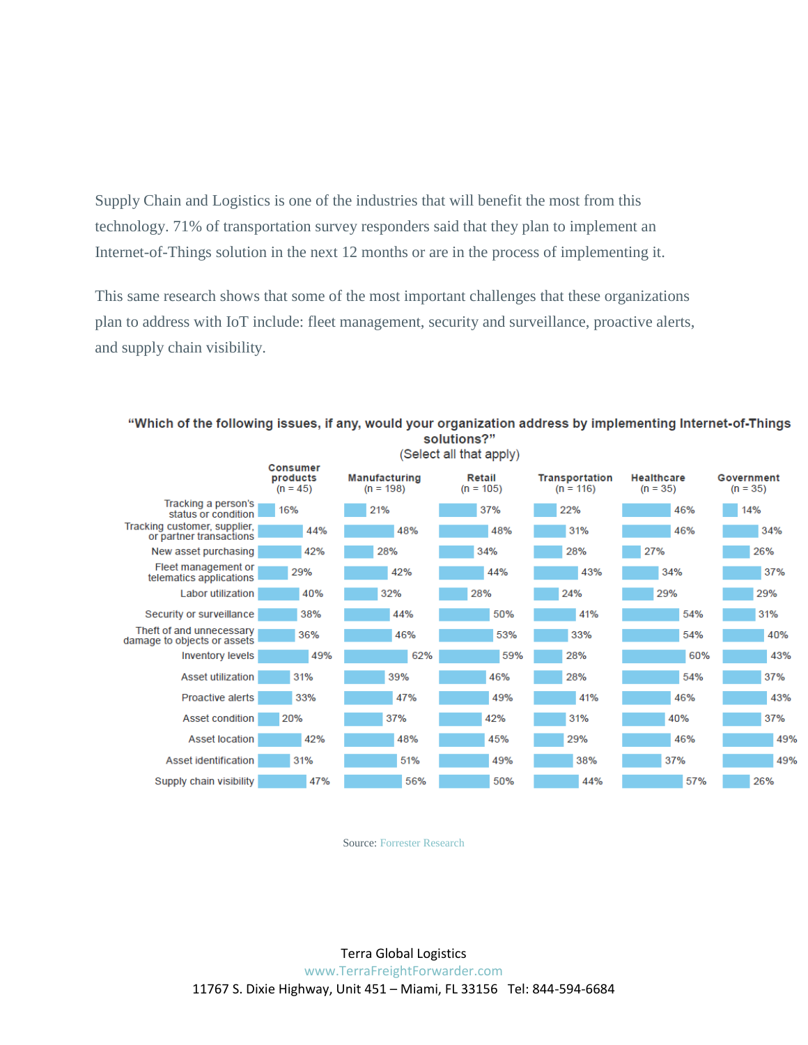Supply Chain and Logistics is one of the industries that will benefit the most from this technology. 71% of transportation survey responders said that they plan to implement an Internet-of-Things solution in the next 12 months or are in the process of implementing it.

This same research shows that some of the most important challenges that these organizations plan to address with IoT include: fleet management, security and surveillance, proactive alerts, and supply chain visibility.

**"Which of the following issues, if any, would your organization address by implementing Internet-of-Things solutions?"**
(Select all that apply)

| | Consumer products (n = 45) | Manufacturing (n = 198) | Retail (n = 105) | Transportation (n = 116) | Healthcare (n = 35) | Government (n = 35) |
|---|---|---|---|---|---|---|
| Tracking a person's status or condition | 16% | 21% | 37% | 22% | 46% | 14% |
| Tracking customer, supplier, or partner transactions | 44% | 48% | 48% | 31% | 46% | 34% |
| New asset purchasing | 42% | 28% | 34% | 28% | 27% | 26% |
| Fleet management or telematics applications | 29% | 42% | 44% | 43% | 34% | 37% |
| Labor utilization | 40% | 32% | 28% | 24% | 29% | 29% |
| Security or surveillance | 38% | 44% | 50% | 41% | 54% | 31% |
| Theft of and unnecessary damage to objects or assets | 36% | 46% | 53% | 33% | 54% | 40% |
| Inventory levels | 49% | 62% | 59% | 28% | 60% | 43% |
| Asset utilization | 31% | 39% | 46% | 28% | 54% | 37% |
| Proactive alerts | 33% | 47% | 49% | 41% | 46% | 43% |
| Asset condition | 20% | 37% | 42% | 31% | 40% | 37% |
| Asset location | 42% | 48% | 45% | 29% | 46% | 49% |
| Asset identification | 31% | 51% | 49% | 38% | 37% | 49% |
| Supply chain visibility | 47% | 56% | 50% | 44% | 57% | 26% |

Source: Forrester Research

Terra Global Logistics
www.TerraFreightForwarder.com
11767 S. Dixie Highway, Unit 451 – Miami, FL 33156 Tel: 844-594-6684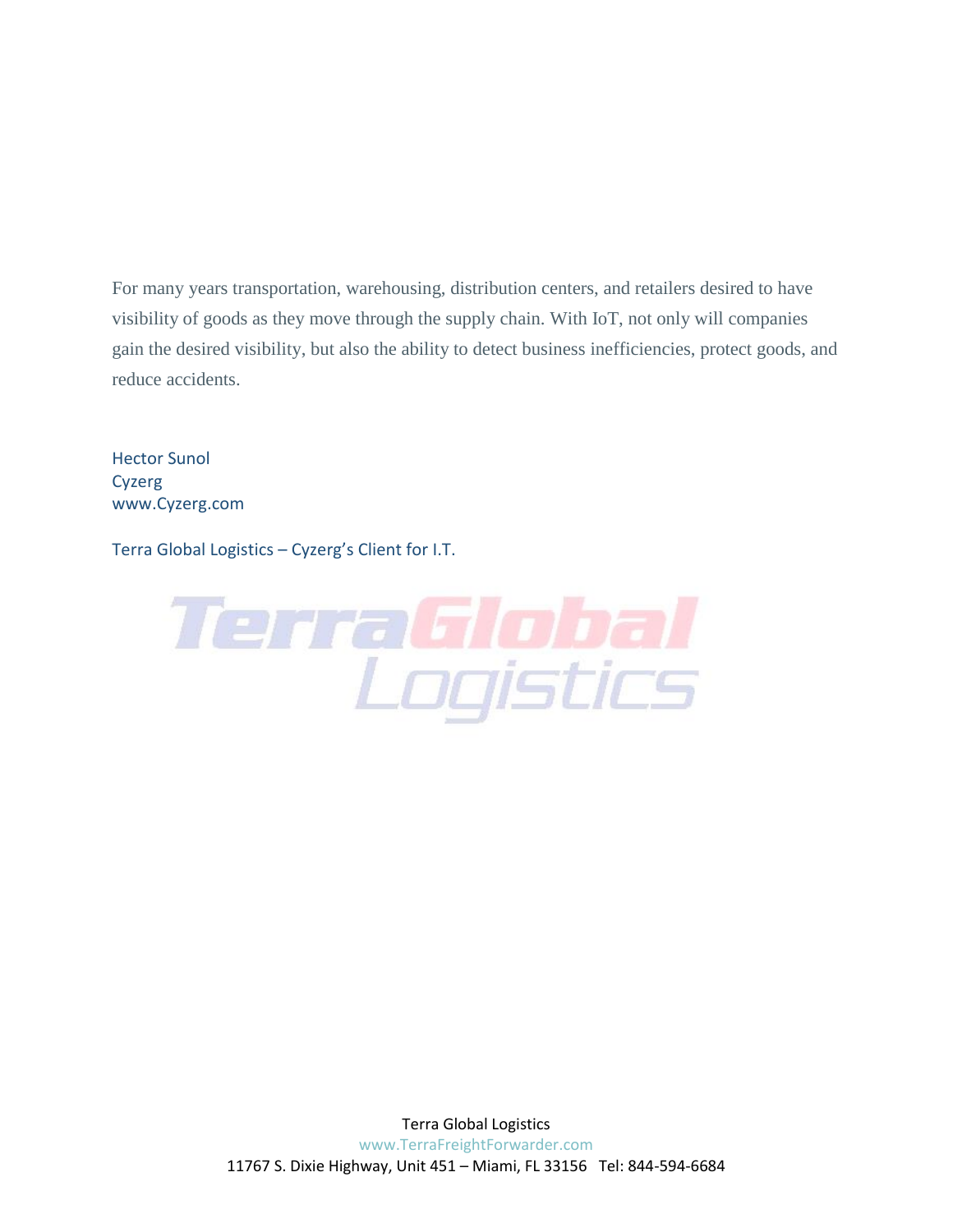For many years transportation, warehousing, distribution centers, and retailers desired to have visibility of goods as they move through the supply chain. With IoT, not only will companies gain the desired visibility, but also the ability to detect business inefficiencies, protect goods, and reduce accidents.

Hector Sunol
Cyzerg
www.Cyzerg.com

Terra Global Logistics – Cyzerg's Client for I.T.

TerraGlobal Logistics

Terra Global Logistics
www.TerraFreightForwarder.com
11767 S. Dixie Highway, Unit 451 – Miami, FL 33156 Tel: 844-594-6684